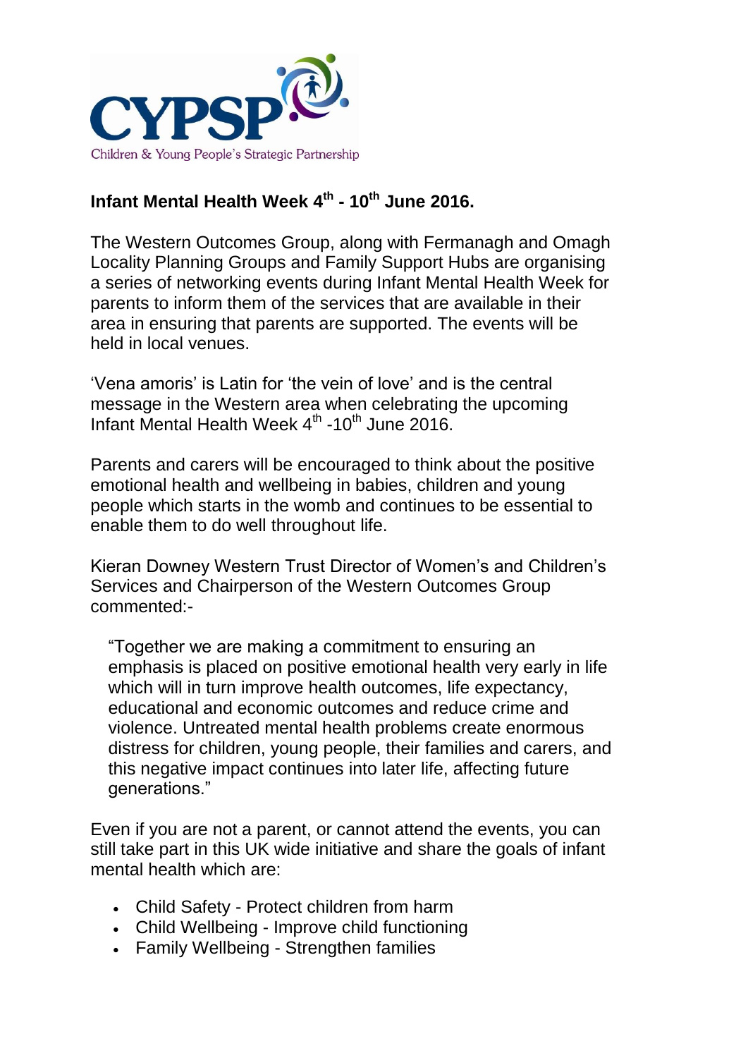CYPSP
Children & Young People's Strategic Partnership

**Infant Mental Health Week 4th - 10th June 2016.**

The Western Outcomes Group, along with Fermanagh and Omagh Locality Planning Groups and Family Support Hubs are organising a series of networking events during Infant Mental Health Week for parents to inform them of the services that are available in their area in ensuring that parents are supported. The events will be held in local venues.

'Vena amoris' is Latin for 'the vein of love' and is the central message in the Western area when celebrating the upcoming Infant Mental Health Week 4th -10th June 2016.

Parents and carers will be encouraged to think about the positive emotional health and wellbeing in babies, children and young people which starts in the womb and continues to be essential to enable them to do well throughout life.

Kieran Downey Western Trust Director of Women's and Children's Services and Chairperson of the Western Outcomes Group commented:-

> "Together we are making a commitment to ensuring an emphasis is placed on positive emotional health very early in life which will in turn improve health outcomes, life expectancy, educational and economic outcomes and reduce crime and violence. Untreated mental health problems create enormous distress for children, young people, their families and carers, and this negative impact continues into later life, affecting future generations."

Even if you are not a parent, or cannot attend the events, you can still take part in this UK wide initiative and share the goals of infant mental health which are:

- Child Safety - Protect children from harm
- Child Wellbeing - Improve child functioning
- Family Wellbeing - Strengthen families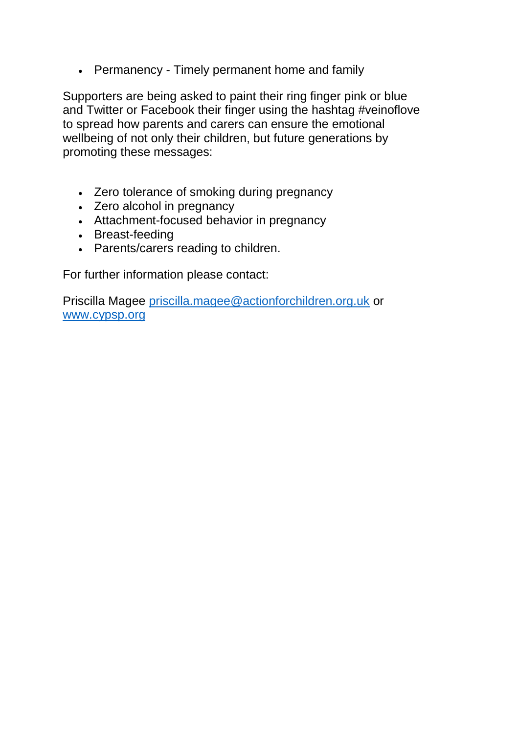- Permanency - Timely permanent home and family

Supporters are being asked to paint their ring finger pink or blue and Twitter or Facebook their finger using the hashtag #veinoflove to spread how parents and carers can ensure the emotional wellbeing of not only their children, but future generations by promoting these messages:

- Zero tolerance of smoking during pregnancy
- Zero alcohol in pregnancy
- Attachment-focused behavior in pregnancy
- Breast-feeding
- Parents/carers reading to children.

For further information please contact:

Priscilla Magee priscilla.magee@actionforchildren.org.uk or www.cypsp.org